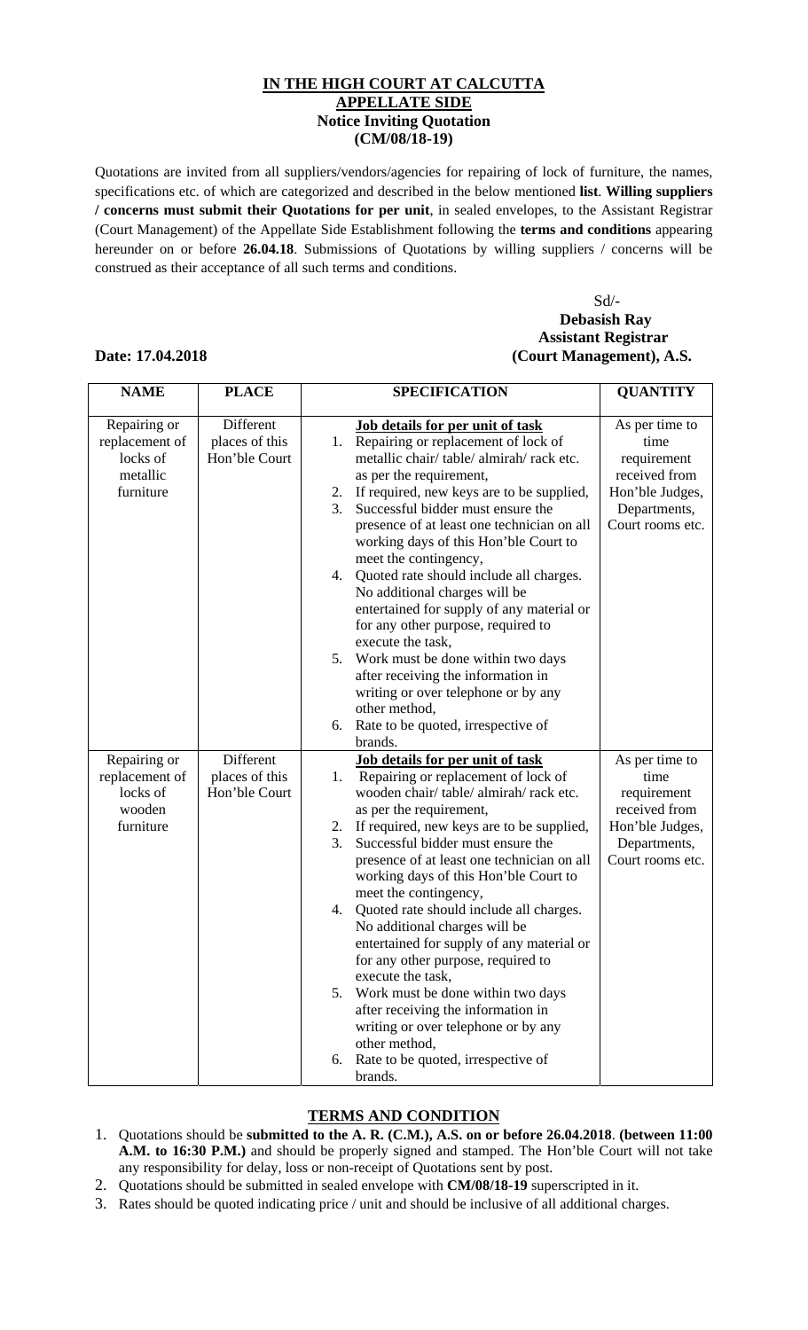**IN THE HIGH COURT AT CALCUTTA**
**APPELLATE SIDE**
**Notice Inviting Quotation**
**(CM/08/18-19)**

Quotations are invited from all suppliers/vendors/agencies for repairing of lock of furniture, the names, specifications etc. of which are categorized and described in the below mentioned **list**. **Willing suppliers / concerns must submit their Quotations for per unit**, in sealed envelopes, to the Assistant Registrar (Court Management) of the Appellate Side Establishment following the **terms and conditions** appearing hereunder on or before **26.04.18**. Submissions of Quotations by willing suppliers / concerns will be construed as their acceptance of all such terms and conditions.

Sd/-
**Debasish Ray**
**Assistant Registrar**
**(Court Management), A.S.**

**Date: 17.04.2018**

| NAME | PLACE | SPECIFICATION | QUANTITY |
|---|---|---|---|
| Repairing or replacement of locks of metallic furniture | Different places of this Hon'ble Court | **Job details for per unit of task**<br>1. Repairing or replacement of lock of metallic chair/ table/ almirah/ rack etc. as per the requirement,<br>2. If required, new keys are to be supplied,<br>3. Successful bidder must ensure the presence of at least one technician on all working days of this Hon'ble Court to meet the contingency,<br>4. Quoted rate should include all charges. No additional charges will be entertained for supply of any material or for any other purpose, required to execute the task,<br>5. Work must be done within two days after receiving the information in writing or over telephone or by any other method,<br>6. Rate to be quoted, irrespective of brands. | As per time to time requirement received from Hon'ble Judges, Departments, Court rooms etc. |
| Repairing or replacement of locks of wooden furniture | Different places of this Hon'ble Court | **Job details for per unit of task**<br>1. Repairing or replacement of lock of wooden chair/ table/ almirah/ rack etc. as per the requirement,<br>2. If required, new keys are to be supplied,<br>3. Successful bidder must ensure the presence of at least one technician on all working days of this Hon'ble Court to meet the contingency,<br>4. Quoted rate should include all charges. No additional charges will be entertained for supply of any material or for any other purpose, required to execute the task,<br>5. Work must be done within two days after receiving the information in writing or over telephone or by any other method,<br>6. Rate to be quoted, irrespective of brands. | As per time to time requirement received from Hon'ble Judges, Departments, Court rooms etc. |

**TERMS AND CONDITION**

1. Quotations should be **submitted to the A. R. (C.M.), A.S. on or before 26.04.2018**. **(between 11:00 A.M. to 16:30 P.M.)** and should be properly signed and stamped. The Hon'ble Court will not take any responsibility for delay, loss or non-receipt of Quotations sent by post.
2. Quotations should be submitted in sealed envelope with **CM/08/18-19** superscripted in it.
3. Rates should be quoted indicating price / unit and should be inclusive of all additional charges.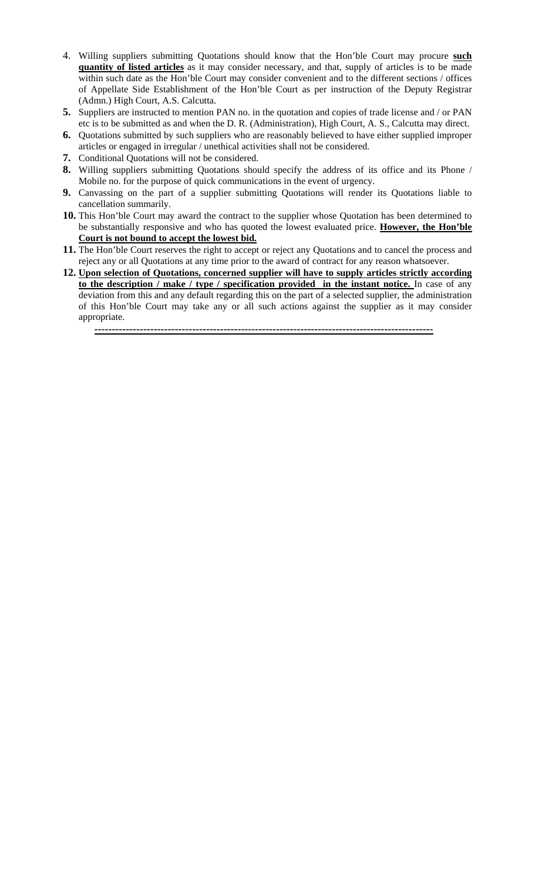4. Willing suppliers submitting Quotations should know that the Hon'ble Court may procure **<u>such quantity of listed articles</u>** as it may consider necessary, and that, supply of articles is to be made within such date as the Hon'ble Court may consider convenient and to the different sections / offices of Appellate Side Establishment of the Hon'ble Court as per instruction of the Deputy Registrar (Admn.) High Court, A.S. Calcutta.
5. Suppliers are instructed to mention PAN no. in the quotation and copies of trade license and / or PAN etc is to be submitted as and when the D. R. (Administration), High Court, A. S., Calcutta may direct.
6. Quotations submitted by such suppliers who are reasonably believed to have either supplied improper articles or engaged in irregular / unethical activities shall not be considered.
7. Conditional Quotations will not be considered.
8. Willing suppliers submitting Quotations should specify the address of its office and its Phone / Mobile no. for the purpose of quick communications in the event of urgency.
9. Canvassing on the part of a supplier submitting Quotations will render its Quotations liable to cancellation summarily.
10. This Hon'ble Court may award the contract to the supplier whose Quotation has been determined to be substantially responsive and who has quoted the lowest evaluated price. **<u>However, the Hon'ble Court is not bound to accept the lowest bid.</u>**
11. The Hon'ble Court reserves the right to accept or reject any Quotations and to cancel the process and reject any or all Quotations at any time prior to the award of contract for any reason whatsoever.
12. **<u>Upon selection of Quotations, concerned supplier will have to supply articles strictly according to the description / make / type / specification provided in the instant notice.</u>** In case of any deviation from this and any default regarding this on the part of a selected supplier, the administration of this Hon'ble Court may take any or all such actions against the supplier as it may consider appropriate.

---